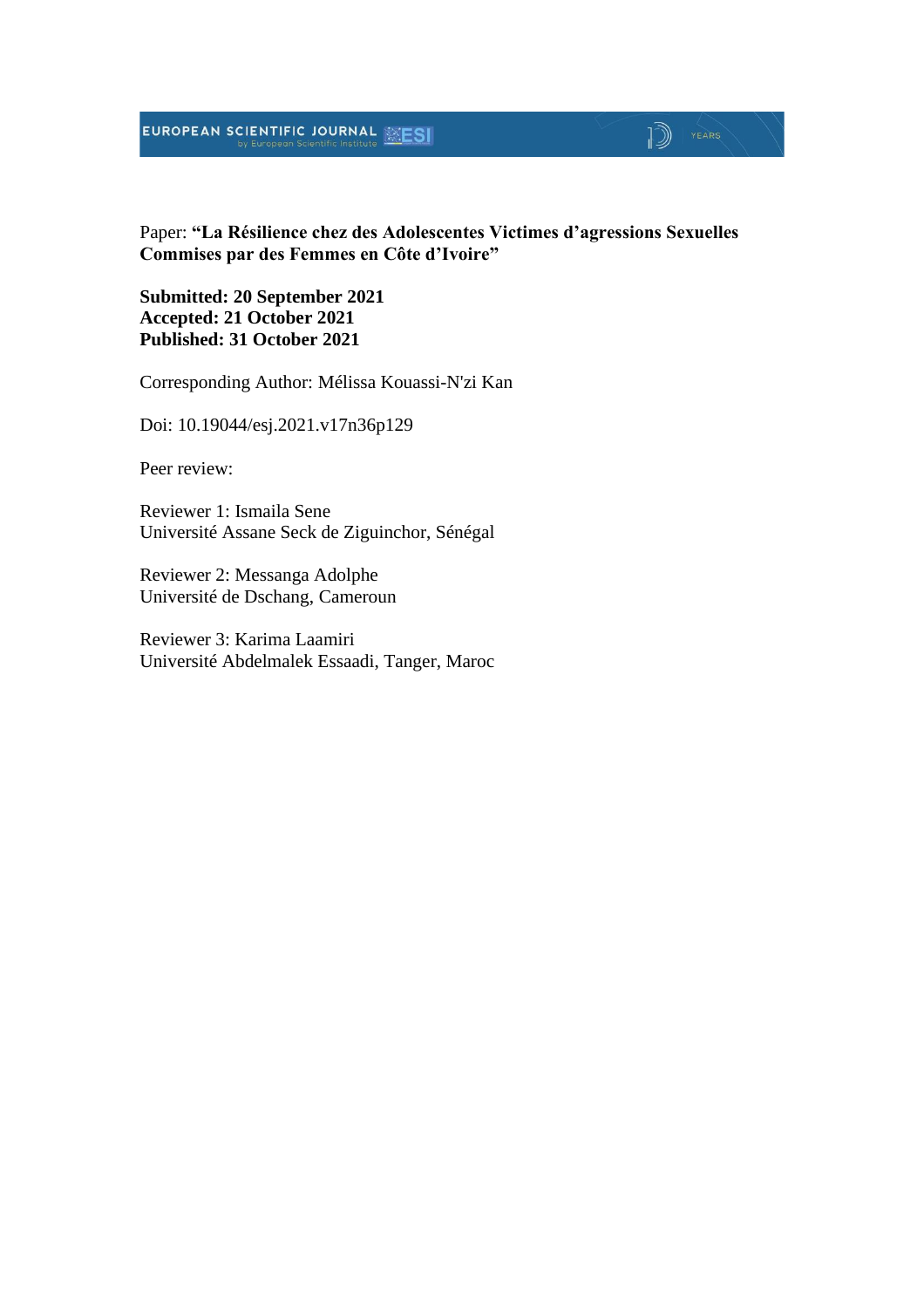Paper: **“La Résilience chez des Adolescentes Victimes d’agressions Sexuelles Commises par des Femmes en Côte d’Ivoire”**

**Submitted: 20 September 2021**
**Accepted: 21 October 2021**
**Published: 31 October 2021**

Corresponding Author: Mélissa Kouassi-N'zi Kan

Doi: 10.19044/esj.2021.v17n36p129

Peer review:

Reviewer 1: Ismaila Sene
Université Assane Seck de Ziguinchor, Sénégal

Reviewer 2: Messanga Adolphe
Université de Dschang, Cameroun

Reviewer 3: Karima Laamiri
Université Abdelmalek Essaadi, Tanger, Maroc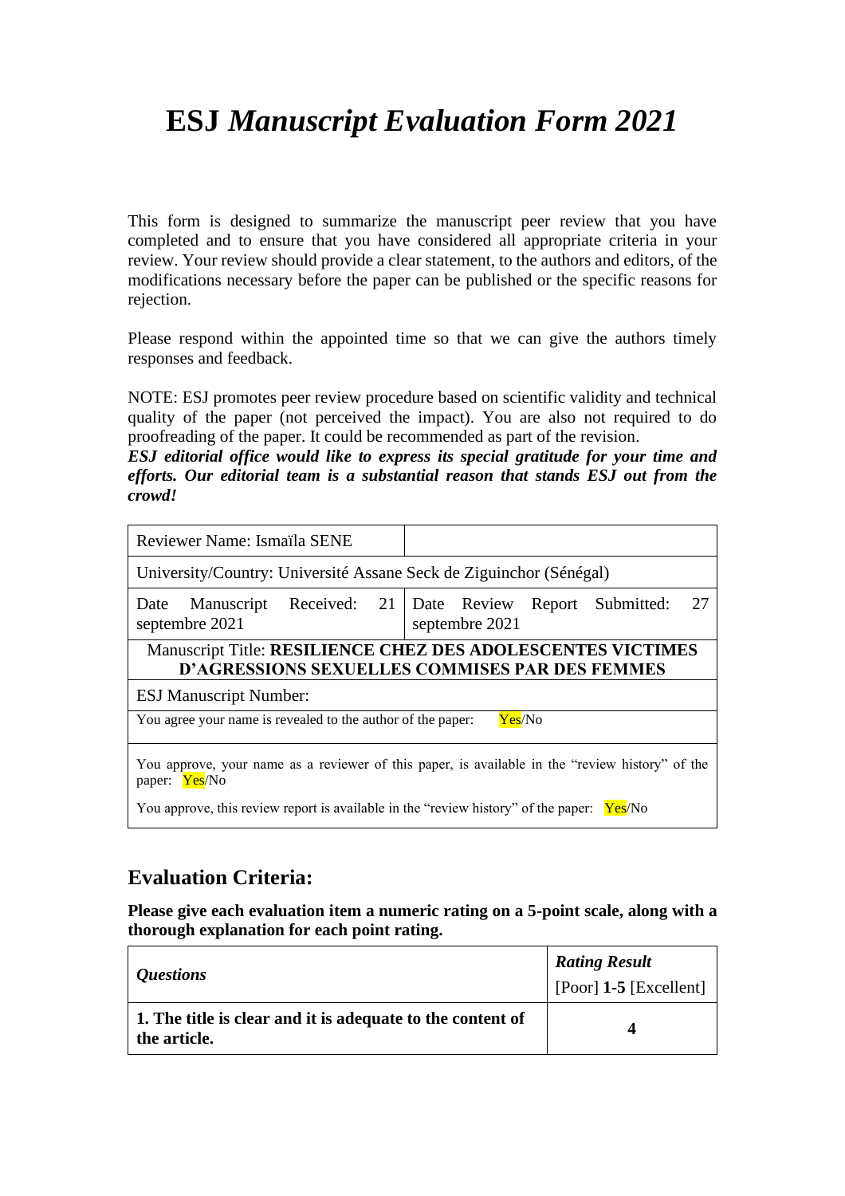# ESJ *Manuscript Evaluation Form 2021*

This form is designed to summarize the manuscript peer review that you have completed and to ensure that you have considered all appropriate criteria in your review. Your review should provide a clear statement, to the authors and editors, of the modifications necessary before the paper can be published or the specific reasons for rejection.

Please respond within the appointed time so that we can give the authors timely responses and feedback.

NOTE: ESJ promotes peer review procedure based on scientific validity and technical quality of the paper (not perceived the impact). You are also not required to do proofreading of the paper. It could be recommended as part of the revision.
***ESJ editorial office would like to express its special gratitude for your time and efforts. Our editorial team is a substantial reason that stands ESJ out from the crowd!***

| Reviewer Name: Ismaïla SENE | |
|---|---|
| University/Country: Université Assane Seck de Ziguinchor (Sénégal) | |
| Date Manuscript Received: 21 septembre 2021 | Date Review Report Submitted: 27 septembre 2021 |
| Manuscript Title: **RESILIENCE CHEZ DES ADOLESCENTES VICTIMES D'AGRESSIONS SEXUELLES COMMISES PAR DES FEMMES** | |
| ESJ Manuscript Number: | |
| You agree your name is revealed to the author of the paper: Yes/No | |
| You approve, your name as a reviewer of this paper, is available in the "review history" of the paper: Yes/No<br>You approve, this review report is available in the "review history" of the paper: Yes/No | |

## Evaluation Criteria:

**Please give each evaluation item a numeric rating on a 5-point scale, along with a thorough explanation for each point rating.**

| *Questions* | *Rating Result* [Poor] **1-5** [Excellent] |
|---|---|
| **1. The title is clear and it is adequate to the content of the article.** | **4** |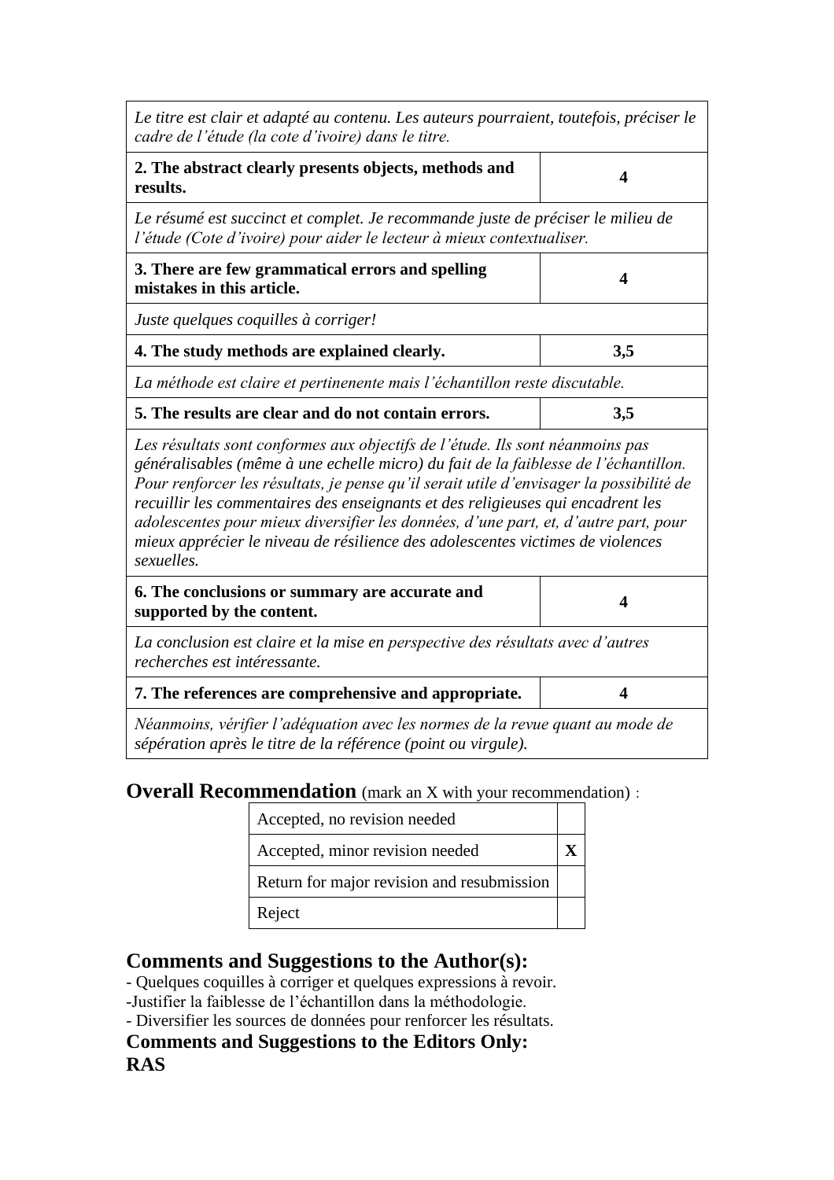| *Le titre est clair et adapté au contenu. Les auteurs pourraient, toutefois, préciser le cadre de l'étude (la cote d'ivoire) dans le titre.* | |
|---|---|
| **2. The abstract clearly presents objects, methods and results.** | **4** |
| *Le résumé est succinct et complet. Je recommande juste de préciser le milieu de l'étude (Cote d'ivoire) pour aider le lecteur à mieux contextualiser.* | |
| **3. There are few grammatical errors and spelling mistakes in this article.** | **4** |
| *Juste quelques coquilles à corriger!* | |
| **4. The study methods are explained clearly.** | **3,5** |
| *La méthode est claire et pertinenente mais l'échantillon reste discutable.* | |
| **5. The results are clear and do not contain errors.** | **3,5** |
| *Les résultats sont conformes aux objectifs de l'étude. Ils sont néanmoins pas généralisables (même à une echelle micro) du fait de la faiblesse de l'échantillon. Pour renforcer les résultats, je pense qu'il serait utile d'envisager la possibilité de recuillir les commentaires des enseignants et des religieuses qui encadrent les adolescentes pour mieux diversifier les données, d'une part, et, d'autre part, pour mieux apprécier le niveau de résilience des adolescentes victimes de violences sexuelles.* | |
| **6. The conclusions or summary are accurate and supported by the content.** | **4** |
| *La conclusion est claire et la mise en perspective des résultats avec d'autres recherches est intéressante.* | |
| **7. The references are comprehensive and appropriate.** | **4** |
| *Néanmoins, vérifier l'adéquation avec les normes de la revue quant au mode de sépération après le titre de la référence (point ou virgule).* | |

## Overall Recommendation (mark an X with your recommendation) :

| Accepted, no revision needed | |
|---|---|
| Accepted, minor revision needed | X |
| Return for major revision and resubmission | |
| Reject | |

## Comments and Suggestions to the Author(s):

- Quelques coquilles à corriger et quelques expressions à revoir.
- Justifier la faiblesse de l'échantillon dans la méthodologie.
- Diversifier les sources de données pour renforcer les résultats.

## Comments and Suggestions to the Editors Only:

**RAS**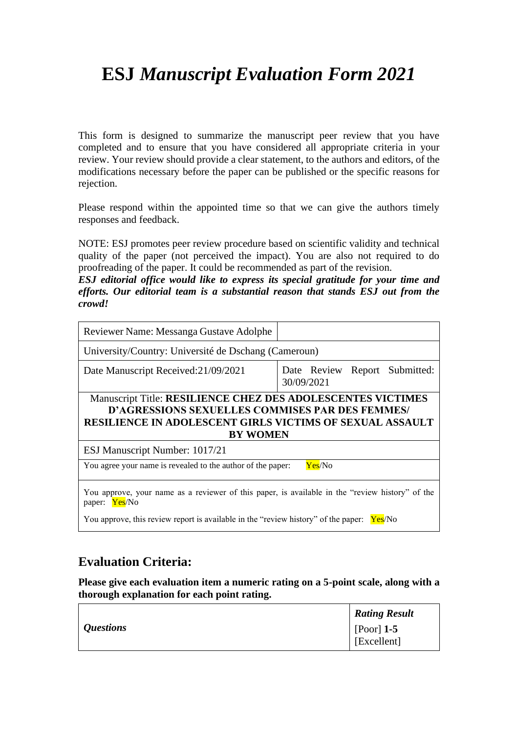# ESJ *Manuscript Evaluation Form 2021*

This form is designed to summarize the manuscript peer review that you have completed and to ensure that you have considered all appropriate criteria in your review. Your review should provide a clear statement, to the authors and editors, of the modifications necessary before the paper can be published or the specific reasons for rejection.

Please respond within the appointed time so that we can give the authors timely responses and feedback.

NOTE: ESJ promotes peer review procedure based on scientific validity and technical quality of the paper (not perceived the impact). You are also not required to do proofreading of the paper. It could be recommended as part of the revision.

***ESJ editorial office would like to express its special gratitude for your time and efforts. Our editorial team is a substantial reason that stands ESJ out from the crowd!***

| Reviewer Name: Messanga Gustave Adolphe | |
|---|---|
| University/Country: Université de Dschang (Cameroun) | |
| Date Manuscript Received:21/09/2021 | Date Review Report Submitted: 30/09/2021 |
| Manuscript Title: **RESILIENCE CHEZ DES ADOLESCENTES VICTIMES D'AGRESSIONS SEXUELLES COMMISES PAR DES FEMMES/ RESILIENCE IN ADOLESCENT GIRLS VICTIMS OF SEXUAL ASSAULT BY WOMEN** | |
| ESJ Manuscript Number: 1017/21 | |
| You agree your name is revealed to the author of the paper: Yes/No | |
| You approve, your name as a reviewer of this paper, is available in the "review history" of the paper: Yes/No<br>You approve, this review report is available in the "review history" of the paper: Yes/No | |

## Evaluation Criteria:

**Please give each evaluation item a numeric rating on a 5-point scale, along with a thorough explanation for each point rating.**

| *Questions* | ***Rating Result***<br>[Poor] **1-5** [Excellent] |
|---|---|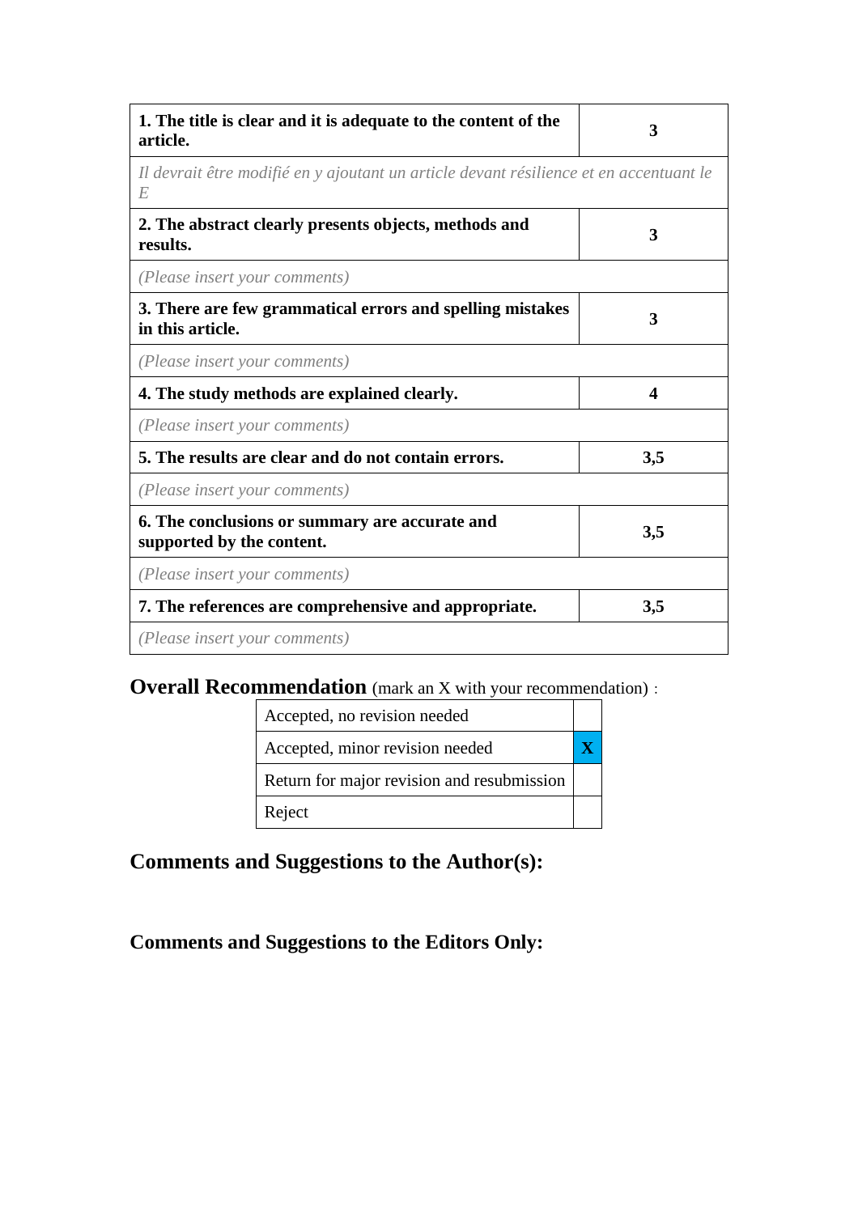| **1. The title is clear and it is adequate to the content of the article.** | **3** |
|---|---|
| *Il devrait être modifié en y ajoutant un article devant résilience et en accentuant le E* | |
| **2. The abstract clearly presents objects, methods and results.** | **3** |
| *(Please insert your comments)* | |
| **3. There are few grammatical errors and spelling mistakes in this article.** | **3** |
| *(Please insert your comments)* | |
| **4. The study methods are explained clearly.** | **4** |
| *(Please insert your comments)* | |
| **5. The results are clear and do not contain errors.** | **3,5** |
| *(Please insert your comments)* | |
| **6. The conclusions or summary are accurate and supported by the content.** | **3,5** |
| *(Please insert your comments)* | |
| **7. The references are comprehensive and appropriate.** | **3,5** |
| *(Please insert your comments)* | |

**Overall Recommendation** (mark an X with your recommendation) :

| Recommendation | |
|---|---|
| Accepted, no revision needed | |
| Accepted, minor revision needed | **X** |
| Return for major revision and resubmission | |
| Reject | |

## Comments and Suggestions to the Author(s):

## Comments and Suggestions to the Editors Only: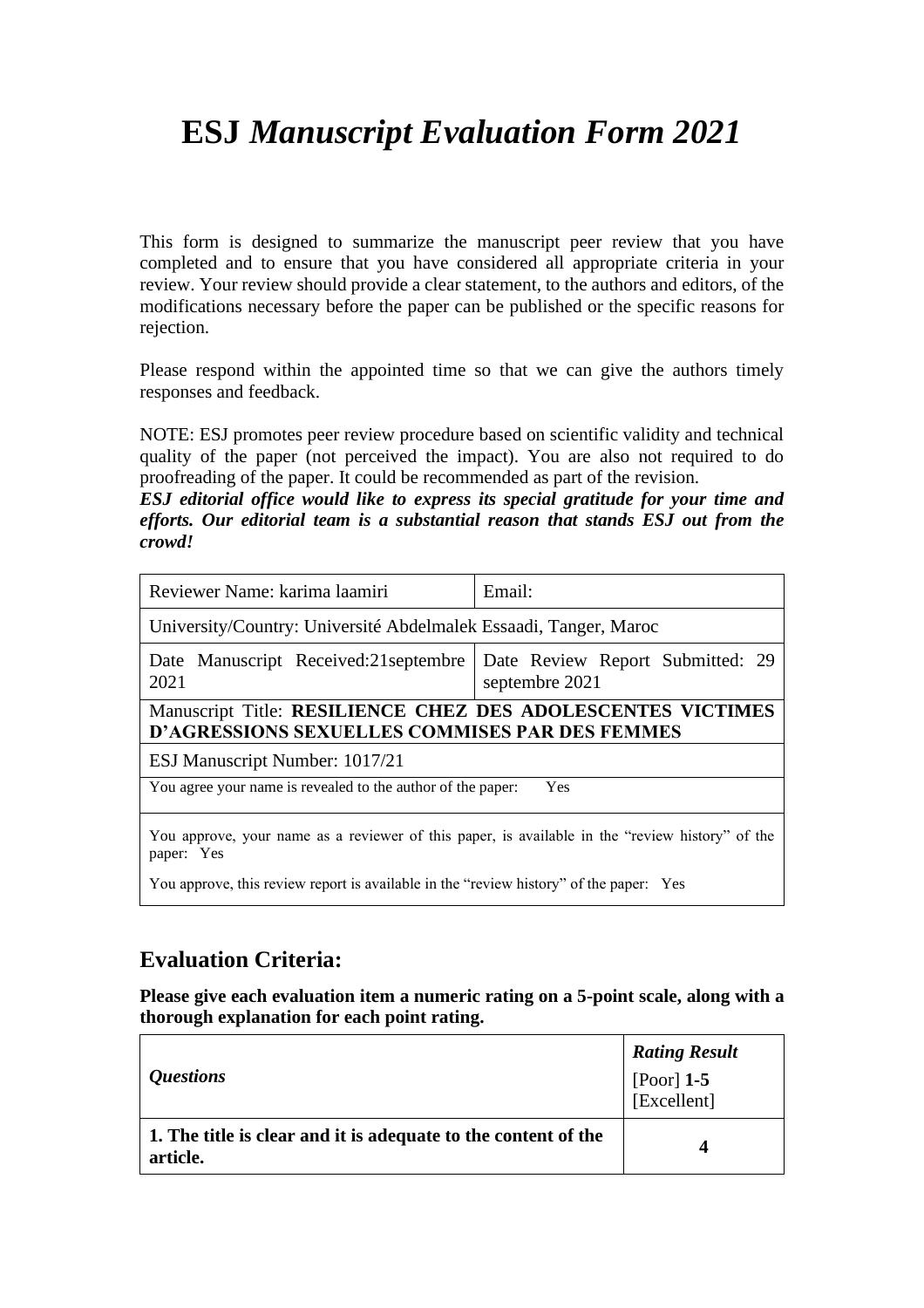# ESJ *Manuscript Evaluation Form 2021*

This form is designed to summarize the manuscript peer review that you have completed and to ensure that you have considered all appropriate criteria in your review. Your review should provide a clear statement, to the authors and editors, of the modifications necessary before the paper can be published or the specific reasons for rejection.

Please respond within the appointed time so that we can give the authors timely responses and feedback.

NOTE: ESJ promotes peer review procedure based on scientific validity and technical quality of the paper (not perceived the impact). You are also not required to do proofreading of the paper. It could be recommended as part of the revision.
***ESJ editorial office would like to express its special gratitude for your time and efforts. Our editorial team is a substantial reason that stands ESJ out from the crowd!***

| Reviewer Name: karima laamiri | Email: |
|---|---|
| University/Country: Université Abdelmalek Essaadi, Tanger, Maroc | |
| Date Manuscript Received:21septembre 2021 | Date Review Report Submitted: 29 septembre 2021 |
| Manuscript Title: **RESILIENCE CHEZ DES ADOLESCENTES VICTIMES D'AGRESSIONS SEXUELLES COMMISES PAR DES FEMMES** | |
| ESJ Manuscript Number: 1017/21 | |
| You agree your name is revealed to the author of the paper: Yes | |
| You approve, your name as a reviewer of this paper, is available in the "review history" of the paper: Yes<br><br>You approve, this review report is available in the "review history" of the paper: Yes | |

## Evaluation Criteria:

**Please give each evaluation item a numeric rating on a 5-point scale, along with a thorough explanation for each point rating.**

| *Questions* | ***Rating Result*** [Poor] **1-5** [Excellent] |
|---|---|
| **1. The title is clear and it is adequate to the content of the article.** | **4** |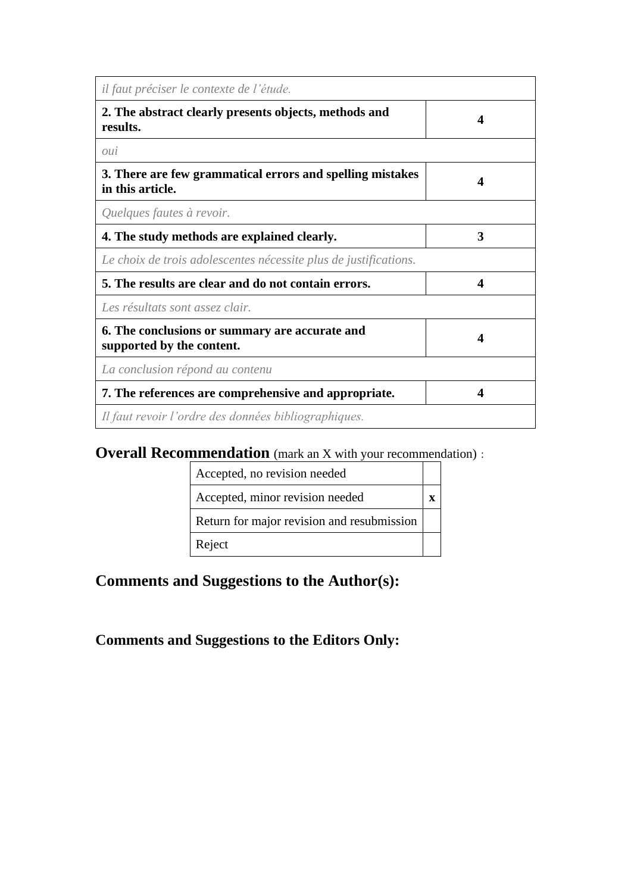| | |
|---|---|
| *il faut préciser le contexte de l'étude.* | |
| **2. The abstract clearly presents objects, methods and results.** | **4** |
| *oui* | |
| **3. There are few grammatical errors and spelling mistakes in this article.** | **4** |
| *Quelques fautes à revoir.* | |
| **4. The study methods are explained clearly.** | **3** |
| *Le choix de trois adolescentes nécessite plus de justifications.* | |
| **5. The results are clear and do not contain errors.** | **4** |
| *Les résultats sont assez clair.* | |
| **6. The conclusions or summary are accurate and supported by the content.** | **4** |
| *La conclusion répond au contenu* | |
| **7. The references are comprehensive and appropriate.** | **4** |
| *Il faut revoir l'ordre des données bibliographiques.* | |

**Overall Recommendation** (mark an X with your recommendation) :

| | |
|---|---|
| Accepted, no revision needed | |
| Accepted, minor revision needed | **x** |
| Return for major revision and resubmission | |
| Reject | |

## Comments and Suggestions to the Author(s):

## Comments and Suggestions to the Editors Only: